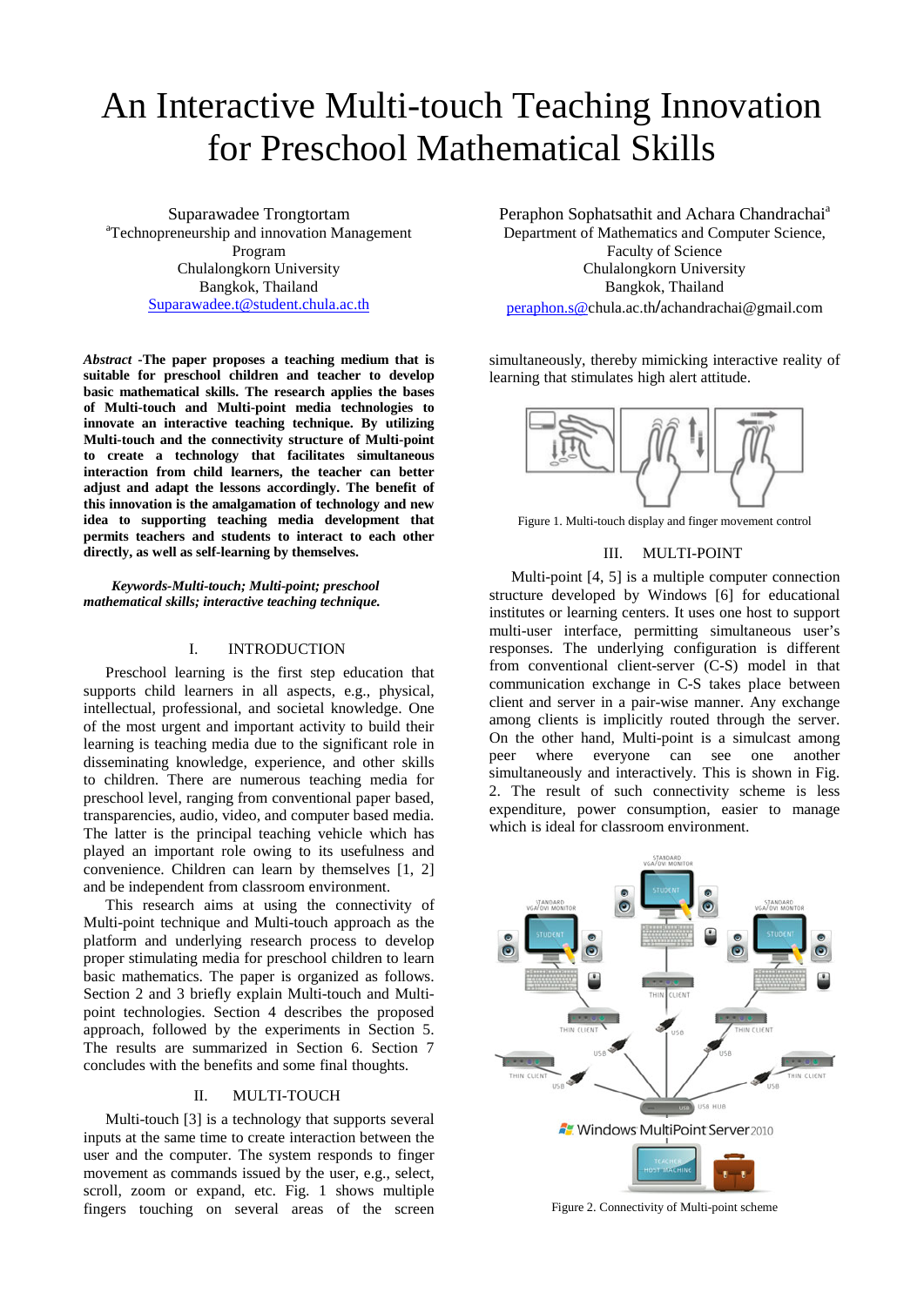# An Interactive Multi-touch Teaching Innovation for Preschool Mathematical Skills

Suparawadee Trongtortam
[a]Technopreneurship and innovation Management Program
Chulalongkorn University
Bangkok, Thailand
Suparawadee.t@student.chula.ac.th

Peraphon Sophatsathit and Achara Chandrachai[a]
Department of Mathematics and Computer Science, Faculty of Science
Chulalongkorn University
Bangkok, Thailand
peraphon.s@chula.ac.th/achandrachai@gmail.com

***Abstract* -The paper proposes a teaching medium that is suitable for preschool children and teacher to develop basic mathematical skills. The research applies the bases of Multi-touch and Multi-point media technologies to innovate an interactive teaching technique. By utilizing Multi-touch and the connectivity structure of Multi-point to create a technology that facilitates simultaneous interaction from child learners, the teacher can better adjust and adapt the lessons accordingly. The benefit of this innovation is the amalgamation of technology and new idea to supporting teaching media development that permits teachers and students to interact to each other directly, as well as self-learning by themselves.**

***Keywords-Multi-touch; Multi-point; preschool mathematical skills; interactive teaching technique.***

## I. INTRODUCTION

Preschool learning is the first step education that supports child learners in all aspects, e.g., physical, intellectual, professional, and societal knowledge. One of the most urgent and important activity to build their learning is teaching media due to the significant role in disseminating knowledge, experience, and other skills to children. There are numerous teaching media for preschool level, ranging from conventional paper based, transparencies, audio, video, and computer based media. The latter is the principal teaching vehicle which has played an important role owing to its usefulness and convenience. Children can learn by themselves [1, 2] and be independent from classroom environment.

This research aims at using the connectivity of Multi-point technique and Multi-touch approach as the platform and underlying research process to develop proper stimulating media for preschool children to learn basic mathematics. The paper is organized as follows. Section 2 and 3 briefly explain Multi-touch and Multi-point technologies. Section 4 describes the proposed approach, followed by the experiments in Section 5. The results are summarized in Section 6. Section 7 concludes with the benefits and some final thoughts.

## II. MULTI-TOUCH

Multi-touch [3] is a technology that supports several inputs at the same time to create interaction between the user and the computer. The system responds to finger movement as commands issued by the user, e.g., select, scroll, zoom or expand, etc. Fig. 1 shows multiple fingers touching on several areas of the screen simultaneously, thereby mimicking interactive reality of learning that stimulates high alert attitude.

Figure 1. Multi-touch display and finger movement control

## III. MULTI-POINT

Multi-point [4, 5] is a multiple computer connection structure developed by Windows [6] for educational institutes or learning centers. It uses one host to support multi-user interface, permitting simultaneous user's responses. The underlying configuration is different from conventional client-server (C-S) model in that communication exchange in C-S takes place between client and server in a pair-wise manner. Any exchange among clients is implicitly routed through the server. On the other hand, Multi-point is a simulcast among peer where everyone can see one another simultaneously and interactively. This is shown in Fig. 2. The result of such connectivity scheme is less expenditure, power consumption, easier to manage which is ideal for classroom environment.

Figure 2. Connectivity of Multi-point scheme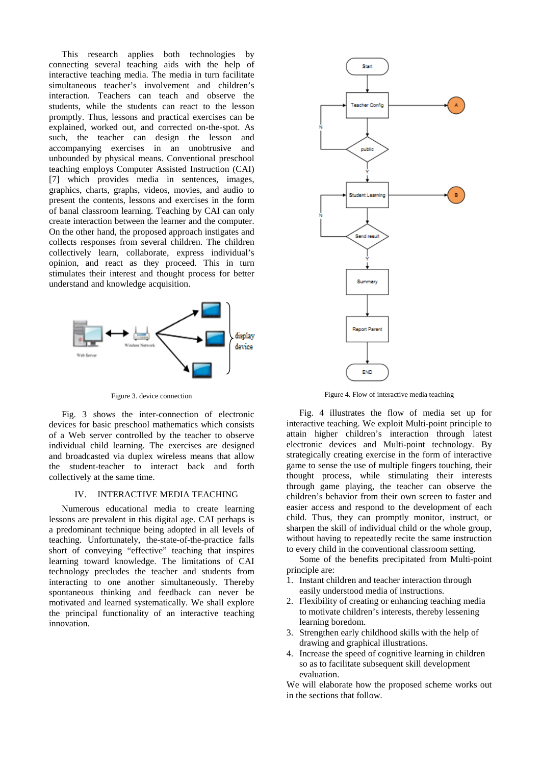This research applies both technologies by connecting several teaching aids with the help of interactive teaching media. The media in turn facilitate simultaneous teacher's involvement and children's interaction. Teachers can teach and observe the students, while the students can react to the lesson promptly. Thus, lessons and practical exercises can be explained, worked out, and corrected on-the-spot. As such, the teacher can design the lesson and accompanying exercises in an unobtrusive and unbounded by physical means. Conventional preschool teaching employs Computer Assisted Instruction (CAI) [7] which provides media in sentences, images, graphics, charts, graphs, videos, movies, and audio to present the contents, lessons and exercises in the form of banal classroom learning. Teaching by CAI can only create interaction between the learner and the computer. On the other hand, the proposed approach instigates and collects responses from several children. The children collectively learn, collaborate, express individual's opinion, and react as they proceed. This in turn stimulates their interest and thought process for better understand and knowledge acquisition.

Figure 3. device connection

Fig. 3 shows the inter-connection of electronic devices for basic preschool mathematics which consists of a Web server controlled by the teacher to observe individual child learning. The exercises are designed and broadcasted via duplex wireless means that allow the student-teacher to interact back and forth collectively at the same time.

## IV. INTERACTIVE MEDIA TEACHING

Numerous educational media to create learning lessons are prevalent in this digital age. CAI perhaps is a predominant technique being adopted in all levels of teaching. Unfortunately, the-state-of-the-practice falls short of conveying "effective" teaching that inspires learning toward knowledge. The limitations of CAI technology precludes the teacher and students from interacting to one another simultaneously. Thereby spontaneous thinking and feedback can never be motivated and learned systematically. We shall explore the principal functionality of an interactive teaching innovation.

Figure 4. Flow of interactive media teaching

Fig. 4 illustrates the flow of media set up for interactive teaching. We exploit Multi-point principle to attain higher children's interaction through latest electronic devices and Multi-point technology. By strategically creating exercise in the form of interactive game to sense the use of multiple fingers touching, their thought process, while stimulating their interests through game playing, the teacher can observe the children's behavior from their own screen to faster and easier access and respond to the development of each child. Thus, they can promptly monitor, instruct, or sharpen the skill of individual child or the whole group, without having to repeatedly recite the same instruction to every child in the conventional classroom setting.

Some of the benefits precipitated from Multi-point principle are:

1. Instant children and teacher interaction through easily understood media of instructions.
2. Flexibility of creating or enhancing teaching media to motivate children's interests, thereby lessening learning boredom.
3. Strengthen early childhood skills with the help of drawing and graphical illustrations.
4. Increase the speed of cognitive learning in children so as to facilitate subsequent skill development evaluation.

We will elaborate how the proposed scheme works out in the sections that follow.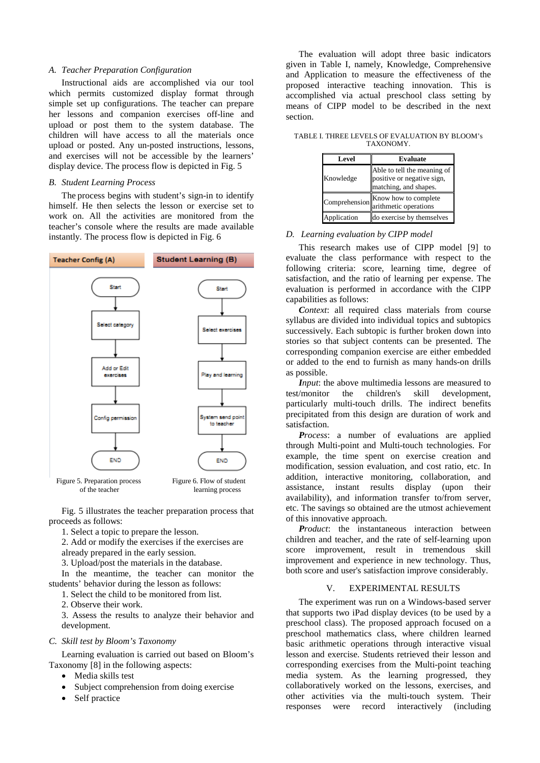### A. Teacher Preparation Configuration

Instructional aids are accomplished via our tool which permits customized display format through simple set up configurations. The teacher can prepare her lessons and companion exercises off-line and upload or post them to the system database. The children will have access to all the materials once upload or posted. Any un-posted instructions, lessons, and exercises will not be accessible by the learners' display device. The process flow is depicted in Fig. 5

### B. Student Learning Process

The process begins with student's sign-in to identify himself. He then selects the lesson or exercise set to work on. All the activities are monitored from the teacher's console where the results are made available instantly. The process flow is depicted in Fig. 6

Teacher Config (A): Start → Select category → Add or Edit exercises → Config permission → END

Student Learning (B): Start → Select exercises → Play and learning → System send point to teacher → END

Figure 5. Preparation process of the teacher

Figure 6. Flow of student learning process

Fig. 5 illustrates the teacher preparation process that proceeds as follows:

1. Select a topic to prepare the lesson.
2. Add or modify the exercises if the exercises are already prepared in the early session.
3. Upload/post the materials in the database.

In the meantime, the teacher can monitor the students' behavior during the lesson as follows:

1. Select the child to be monitored from list.
2. Observe their work.
3. Assess the results to analyze their behavior and development.

### C. Skill test by Bloom's Taxonomy

Learning evaluation is carried out based on Bloom's Taxonomy [8] in the following aspects:

- Media skills test
- Subject comprehension from doing exercise
- Self practice

The evaluation will adopt three basic indicators given in Table I, namely, Knowledge, Comprehensive and Application to measure the effectiveness of the proposed interactive teaching innovation. This is accomplished via actual preschool class setting by means of CIPP model to be described in the next section.

TABLE I. THREE LEVELS OF EVALUATION BY BLOOM's TAXONOMY.

| Level | Evaluate |
| --- | --- |
| Knowledge | Able to tell the meaning of positive or negative sign, matching, and shapes. |
| Comprehension | Know how to complete arithmetic operations |
| Application | do exercise by themselves |

### D. Learning evaluation by CIPP model

This research makes use of CIPP model [9] to evaluate the class performance with respect to the following criteria: score, learning time, degree of satisfaction, and the ratio of learning per expense. The evaluation is performed in accordance with the CIPP capabilities as follows:

***Context***: all required class materials from course syllabus are divided into individual topics and subtopics successively. Each subtopic is further broken down into stories so that subject contents can be presented. The corresponding companion exercise are either embedded or added to the end to furnish as many hands-on drills as possible.

***Input***: the above multimedia lessons are measured to test/monitor the children's skill development, particularly multi-touch drills. The indirect benefits precipitated from this design are duration of work and satisfaction.

***Process***: a number of evaluations are applied through Multi-point and Multi-touch technologies. For example, the time spent on exercise creation and modification, session evaluation, and cost ratio, etc. In addition, interactive monitoring, collaboration, and assistance, instant results display (upon their availability), and information transfer to/from server, etc. The savings so obtained are the utmost achievement of this innovative approach.

***Product***: the instantaneous interaction between children and teacher, and the rate of self-learning upon score improvement, result in tremendous skill improvement and experience in new technology. Thus, both score and user's satisfaction improve considerably.

## V. EXPERIMENTAL RESULTS

The experiment was run on a Windows-based server that supports two iPad display devices (to be used by a preschool class). The proposed approach focused on a preschool mathematics class, where children learned basic arithmetic operations through interactive visual lesson and exercise. Students retrieved their lesson and corresponding exercises from the Multi-point teaching media system. As the learning progressed, they collaboratively worked on the lessons, exercises, and other activities via the multi-touch system. Their responses were record interactively (including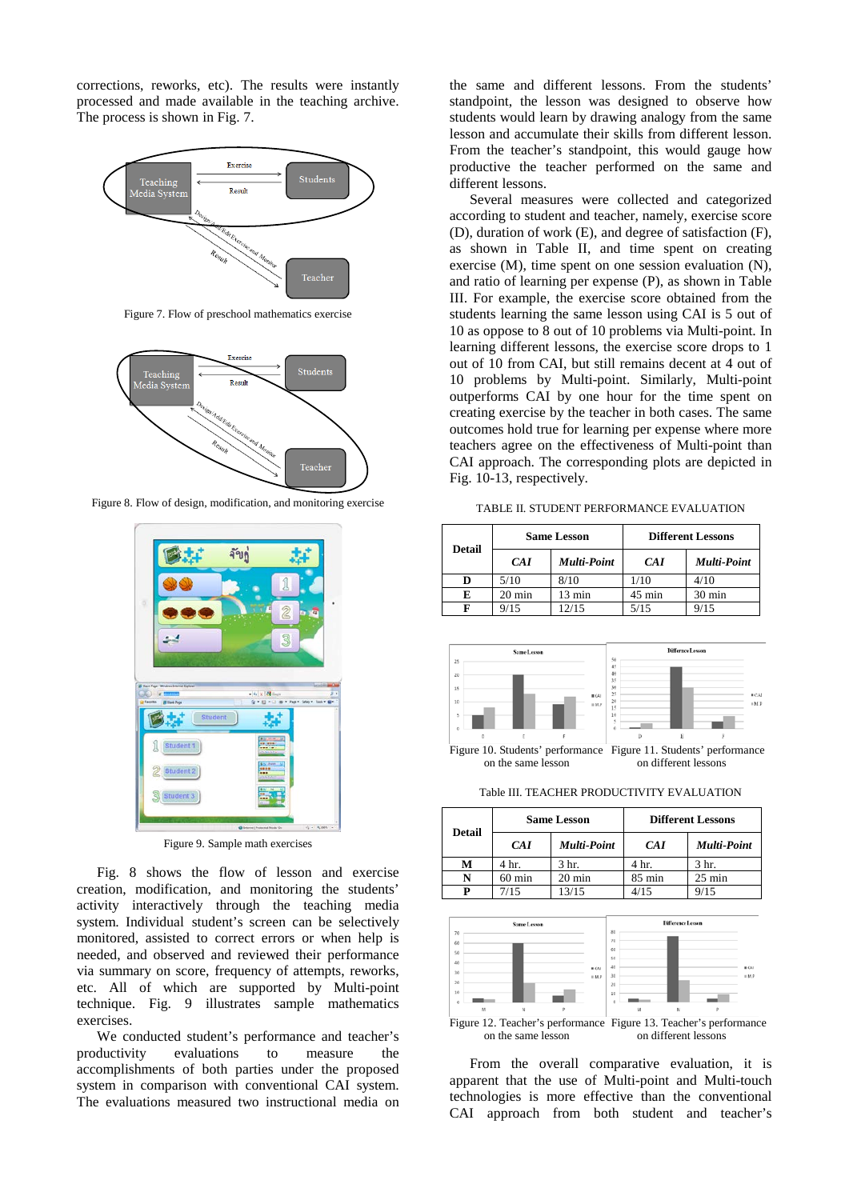corrections, reworks, etc). The results were instantly processed and made available in the teaching archive. The process is shown in Fig. 7.

Figure 7. Flow of preschool mathematics exercise

Figure 8. Flow of design, modification, and monitoring exercise

Figure 9. Sample math exercises

Fig. 8 shows the flow of lesson and exercise creation, modification, and monitoring the students' activity interactively through the teaching media system. Individual student's screen can be selectively monitored, assisted to correct errors or when help is needed, and observed and reviewed their performance via summary on score, frequency of attempts, reworks, etc. All of which are supported by Multi-point technique. Fig. 9 illustrates sample mathematics exercises.

We conducted student's performance and teacher's productivity evaluations to measure the accomplishments of both parties under the proposed system in comparison with conventional CAI system. The evaluations measured two instructional media on the same and different lessons. From the students' standpoint, the lesson was designed to observe how students would learn by drawing analogy from the same lesson and accumulate their skills from different lesson. From the teacher's standpoint, this would gauge how productive the teacher performed on the same and different lessons.

Several measures were collected and categorized according to student and teacher, namely, exercise score (D), duration of work (E), and degree of satisfaction (F), as shown in Table II, and time spent on creating exercise (M), time spent on one session evaluation (N), and ratio of learning per expense (P), as shown in Table III. For example, the exercise score obtained from the students learning the same lesson using CAI is 5 out of 10 as oppose to 8 out of 10 problems via Multi-point. In learning different lessons, the exercise score drops to 1 out of 10 from CAI, but still remains decent at 4 out of 10 problems by Multi-point. Similarly, Multi-point outperforms CAI by one hour for the time spent on creating exercise by the teacher in both cases. The same outcomes hold true for learning per expense where more teachers agree on the effectiveness of Multi-point than CAI approach. The corresponding plots are depicted in Fig. 10-13, respectively.

TABLE II. STUDENT PERFORMANCE EVALUATION

| Detail | Same Lesson | | Different Lessons | |
|---|---|---|---|---|
| | *CAI* | *Multi-Point* | *CAI* | *Multi-Point* |
| **D** | 5/10 | 8/10 | 1/10 | 4/10 |
| **E** | 20 min | 13 min | 45 min | 30 min |
| **F** | 9/15 | 12/15 | 5/15 | 9/15 |

Figure 10. Students' performance on the same lesson

Figure 11. Students' performance on different lessons

Table III. TEACHER PRODUCTIVITY EVALUATION

| Detail | Same Lesson | | Different Lessons | |
|---|---|---|---|---|
| | *CAI* | *Multi-Point* | *CAI* | *Multi-Point* |
| **M** | 4 hr. | 3 hr. | 4 hr. | 3 hr. |
| **N** | 60 min | 20 min | 85 min | 25 min |
| **P** | 7/15 | 13/15 | 4/15 | 9/15 |

Figure 12. Teacher's performance on the same lesson

Figure 13. Teacher's performance on different lessons

From the overall comparative evaluation, it is apparent that the use of Multi-point and Multi-touch technologies is more effective than the conventional CAI approach from both student and teacher's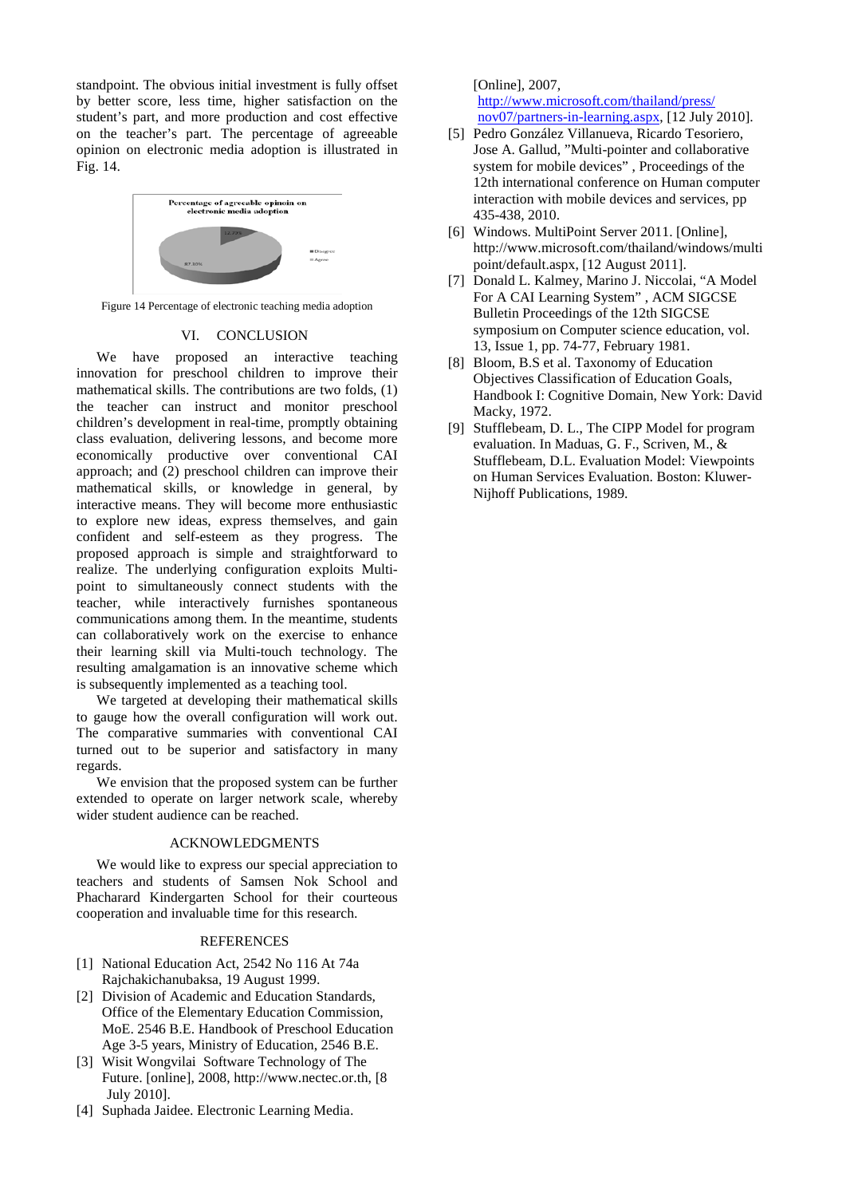standpoint. The obvious initial investment is fully offset by better score, less time, higher satisfaction on the student's part, and more production and cost effective on the teacher's part. The percentage of agreeable opinion on electronic media adoption is illustrated in Fig. 14.

Percentage of agreeable opinion on electronic media adoption

12.70%

87.30%

Disagree

Agree

Figure 14 Percentage of electronic teaching media adoption

## VI. CONCLUSION

We have proposed an interactive teaching innovation for preschool children to improve their mathematical skills. The contributions are two folds, (1) the teacher can instruct and monitor preschool children's development in real-time, promptly obtaining class evaluation, delivering lessons, and become more economically productive over conventional CAI approach; and (2) preschool children can improve their mathematical skills, or knowledge in general, by interactive means. They will become more enthusiastic to explore new ideas, express themselves, and gain confident and self-esteem as they progress. The proposed approach is simple and straightforward to realize. The underlying configuration exploits Multi-point to simultaneously connect students with the teacher, while interactively furnishes spontaneous communications among them. In the meantime, students can collaboratively work on the exercise to enhance their learning skill via Multi-touch technology. The resulting amalgamation is an innovative scheme which is subsequently implemented as a teaching tool.

We targeted at developing their mathematical skills to gauge how the overall configuration will work out. The comparative summaries with conventional CAI turned out to be superior and satisfactory in many regards.

We envision that the proposed system can be further extended to operate on larger network scale, whereby wider student audience can be reached.

## ACKNOWLEDGMENTS

We would like to express our special appreciation to teachers and students of Samsen Nok School and Phacharard Kindergarten School for their courteous cooperation and invaluable time for this research.

## REFERENCES

[1] National Education Act, 2542 No 116 At 74a Rajchakichanubaksa, 19 August 1999.

[2] Division of Academic and Education Standards, Office of the Elementary Education Commission, MoE. 2546 B.E. Handbook of Preschool Education Age 3-5 years, Ministry of Education, 2546 B.E.

[3] Wisit Wongvilai Software Technology of The Future. [online], 2008, http://www.nectec.or.th, [8 July 2010].

[4] Suphada Jaidee. Electronic Learning Media. [Online], 2007, http://www.microsoft.com/thailand/press/nov07/partners-in-learning.aspx, [12 July 2010].

[5] Pedro González Villanueva, Ricardo Tesoriero, Jose A. Gallud, "Multi-pointer and collaborative system for mobile devices" , Proceedings of the 12th international conference on Human computer interaction with mobile devices and services, pp 435-438, 2010.

[6] Windows. MultiPoint Server 2011. [Online], http://www.microsoft.com/thailand/windows/multipoint/default.aspx, [12 August 2011].

[7] Donald L. Kalmey, Marino J. Niccolai, "A Model For A CAI Learning System" , ACM SIGCSE Bulletin Proceedings of the 12th SIGCSE symposium on Computer science education, vol. 13, Issue 1, pp. 74-77, February 1981.

[8] Bloom, B.S et al. Taxonomy of Education Objectives Classification of Education Goals, Handbook I: Cognitive Domain, New York: David Macky, 1972.

[9] Stufflebeam, D. L., The CIPP Model for program evaluation. In Maduas, G. F., Scriven, M., & Stufflebeam, D.L. Evaluation Model: Viewpoints on Human Services Evaluation. Boston: Kluwer-Nijhoff Publications, 1989.